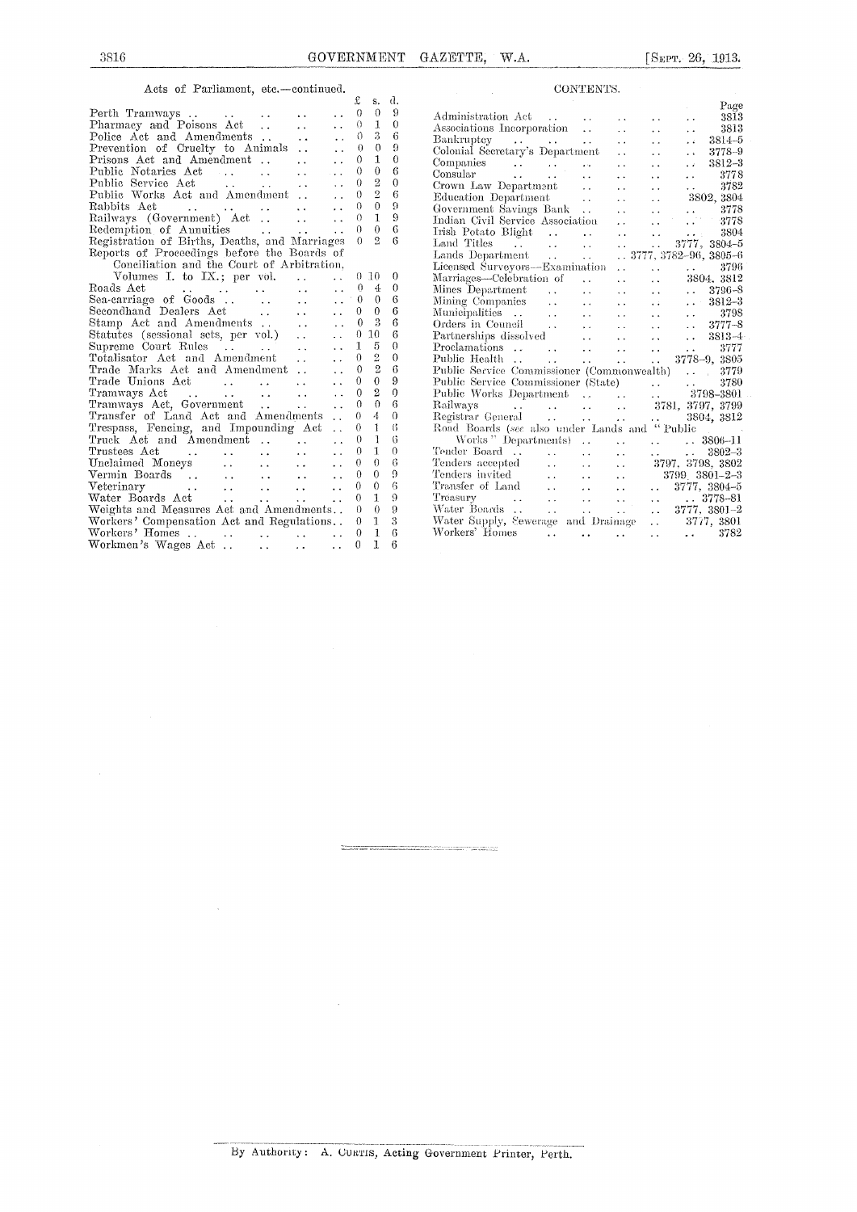Acts of Parliament, etc.—continued.

| | £ | s. | d. |
|---|---|---|---|
| Perth Tramways .. | 0 | 0 | 9 |
| Pharmacy and Poisons Act .. | 0 | 1 | 0 |
| Police Act and Amendments .. | 0 | 3 | 6 |
| Prevention of Cruelty to Animals .. | 0 | 0 | 9 |
| Prisons Act and Amendment .. | 0 | 1 | 0 |
| Public Notaries Act .. | 0 | 0 | 6 |
| Public Service Act .. | 0 | 2 | 0 |
| Public Works Act and Amendment .. | 0 | 2 | 6 |
| Rabbits Act .. | 0 | 0 | 9 |
| Railways (Government) Act .. | 0 | 1 | 9 |
| Redemption of Annuities .. | 0 | 0 | 6 |
| Registration of Births, Deaths, and Marriages | 0 | 2 | 6 |
| Reports of Proceedings before the Boards of Conciliation and the Court of Arbitration, Volumes I. to IX.; per vol. .. | 0 | 10 | 0 |
| Roads Act .. | 0 | 4 | 0 |
| Sea-carriage of Goods .. | 0 | 0 | 6 |
| Secondhand Dealers Act .. | 0 | 0 | 6 |
| Stamp Act and Amendments .. | 0 | 3 | 6 |
| Statutes (sessional sets, per vol.) .. | 0 | 10 | 6 |
| Supreme Court Rules .. | 1 | 5 | 0 |
| Totalisator Act and Amendment .. | 0 | 2 | 0 |
| Trade Marks Act and Amendment .. | 0 | 2 | 6 |
| Trade Unions Act .. | 0 | 0 | 9 |
| Tramways Act .. | 0 | 2 | 0 |
| Tramways Act, Government .. | 0 | 0 | 6 |
| Transfer of Land Act and Amendments .. | 0 | 4 | 0 |
| Trespass, Fencing, and Impounding Act .. | 0 | 1 | 6 |
| Truck Act and Amendment .. | 0 | 1 | 6 |
| Trustees Act .. | 0 | 1 | 0 |
| Unclaimed Moneys .. | 0 | 0 | 6 |
| Vermin Boards .. | 0 | 0 | 9 |
| Veterinary .. | 0 | 0 | 6 |
| Water Boards Act .. | 0 | 1 | 9 |
| Weights and Measures Act and Amendments.. | 0 | 0 | 9 |
| Workers' Compensation Act and Regulations.. | 0 | 1 | 3 |
| Workers' Homes .. | 0 | 1 | 6 |
| Workmen's Wages Act .. | 0 | 1 | 6 |

## CONTENTS.

| | Page |
|---|---|
| Administration Act .. | 3813 |
| Associations Incorporation .. | 3813 |
| Bankruptcy .. | 3814–5 |
| Colonial Secretary's Department .. | 3778–9 |
| Companies .. | 3812–3 |
| Consular .. | 3778 |
| Crown Law Department .. | 3782 |
| Education Department .. | 3802, 3804 |
| Government Savings Bank .. | 3778 |
| Indian Civil Service Association .. | 3778 |
| Irish Potato Blight .. | 3804 |
| Land Titles .. | 3777, 3804–5 |
| Lands Department .. | 3777, 3782–96, 3805–6 |
| Licensed Surveyors—Examination .. | 3796 |
| Marriages—Celebration of .. | 3804, 3812 |
| Mines Department .. | 3796–8 |
| Mining Companies .. | 3812–3 |
| Municipalities .. | 3798 |
| Orders in Council .. | 3777–8 |
| Partnerships dissolved .. | 3813–4 |
| Proclamations .. | 3777 |
| Public Health .. | 3778–9, 3805 |
| Public Service Commissioner (Commonwealth) .. | 3779 |
| Public Service Commissioner (State) .. | 3780 |
| Public Works Department .. | 3798–3801 |
| Railways .. | 3781, 3797, 3799 |
| Registrar General .. | 3804, 3812 |
| Road Boards (*see* also under Lands and "Public Works" Departments) .. | 3806–11 |
| Tender Board .. | 3802–3 |
| Tenders accepted .. | 3797, 3798, 3802 |
| Tenders invited .. | 3799, 3801–2–3 |
| Transfer of Land .. | 3777, 3804–5 |
| Treasury .. | 3778–81 |
| Water Boards .. | 3777, 3801–2 |
| Water Supply, Sewerage and Drainage .. | 3777, 3801 |
| Workers' Homes .. | 3782 |

---

By Authority: A. Curtis, Acting Government Printer, Perth.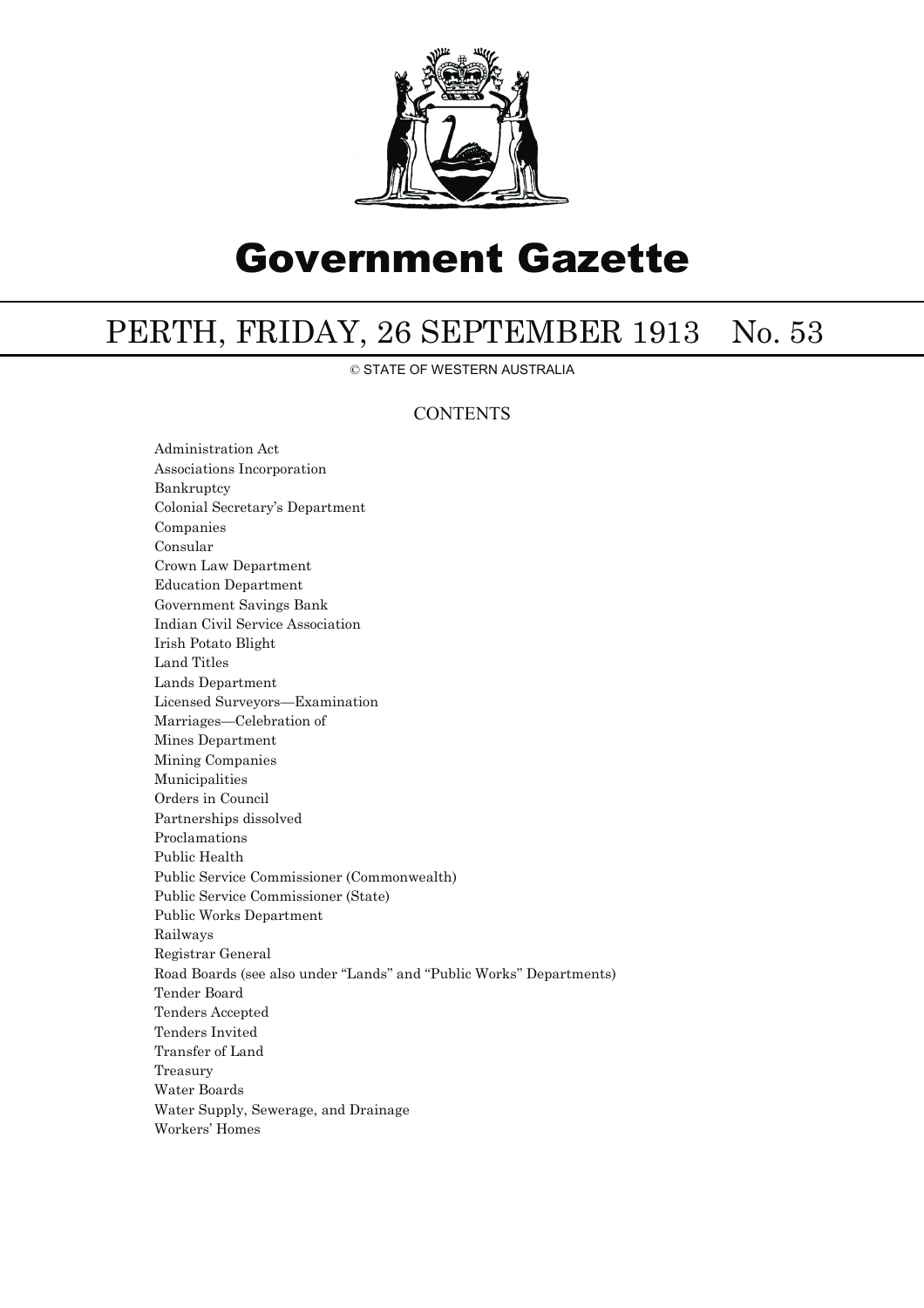# Government Gazette

## PERTH, FRIDAY, 26 SEPTEMBER 1913 No. 53

© STATE OF WESTERN AUSTRALIA

### CONTENTS

Administration Act
Associations Incorporation
Bankruptcy
Colonial Secretary's Department
Companies
Consular
Crown Law Department
Education Department
Government Savings Bank
Indian Civil Service Association
Irish Potato Blight
Land Titles
Lands Department
Licensed Surveyors—Examination
Marriages—Celebration of
Mines Department
Mining Companies
Municipalities
Orders in Council
Partnerships dissolved
Proclamations
Public Health
Public Service Commissioner (Commonwealth)
Public Service Commissioner (State)
Public Works Department
Railways
Registrar General
Road Boards (see also under "Lands" and "Public Works" Departments)
Tender Board
Tenders Accepted
Tenders Invited
Transfer of Land
Treasury
Water Boards
Water Supply, Sewerage, and Drainage
Workers' Homes